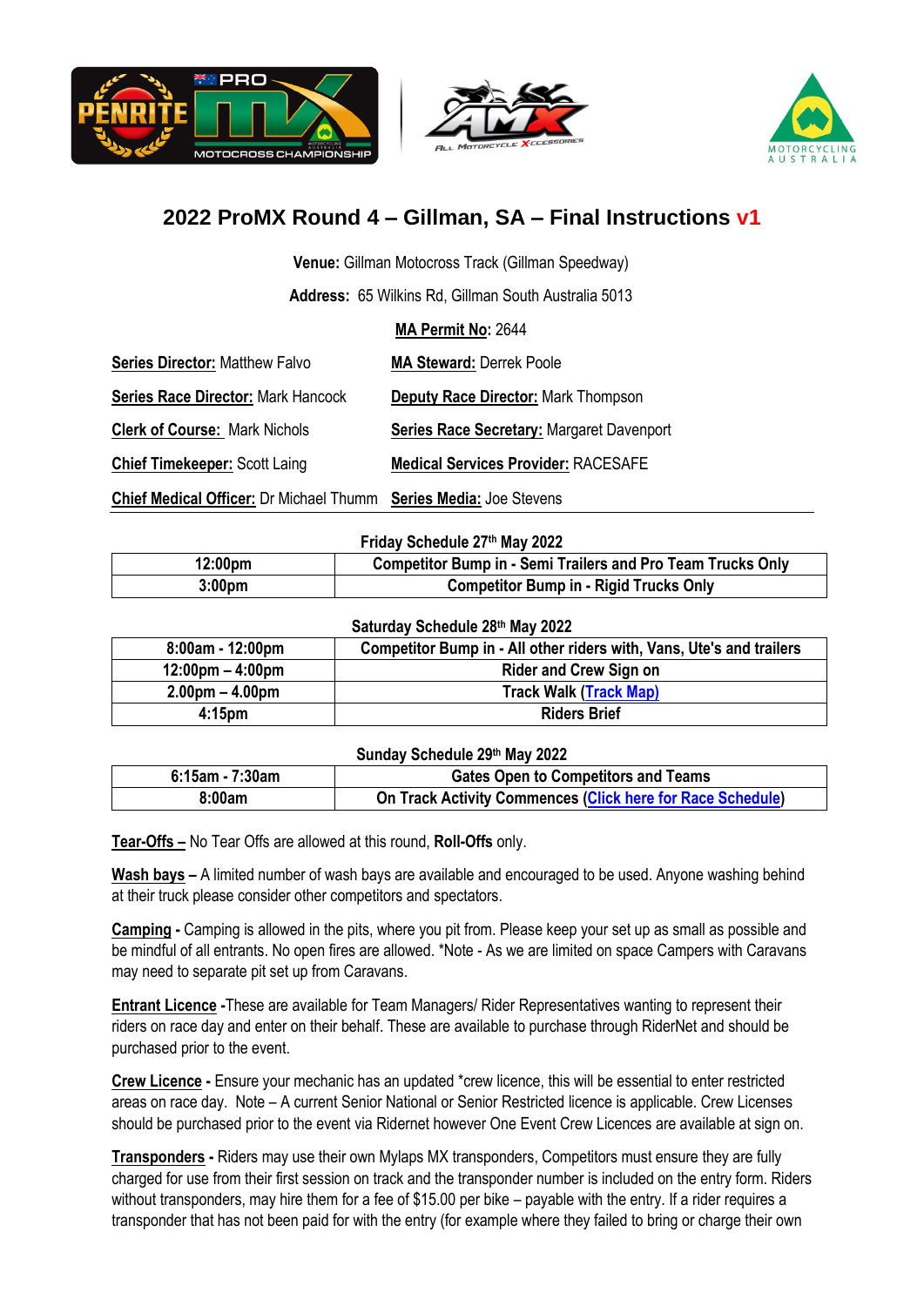# 2022 ProMX Round 4 – Gillman, SA – Final Instructions v1

**Venue:** Gillman Motocross Track (Gillman Speedway)

**Address:** 65 Wilkins Rd, Gillman South Australia 5013

**MA Permit No:** 2644

**Series Director:** Matthew Falvo

**MA Steward:** Derrek Poole

**Series Race Director:** Mark Hancock

**Deputy Race Director:** Mark Thompson

**Clerk of Course:** Mark Nichols

**Series Race Secretary:** Margaret Davenport

**Chief Timekeeper:** Scott Laing

**Medical Services Provider:** RACESAFE

**Chief Medical Officer:** Dr Michael Thumm

**Series Media:** Joe Stevens

**Friday Schedule 27th May 2022**

| 12:00pm | Competitor Bump in - Semi Trailers and Pro Team Trucks Only |
|---|---|
| 3:00pm | Competitor Bump in - Rigid Trucks Only |

**Saturday Schedule 28th May 2022**

| 8:00am - 12:00pm | Competitor Bump in - All other riders with, Vans, Ute's and trailers |
|---|---|
| 12:00pm – 4:00pm | Rider and Crew Sign on |
| 2.00pm – 4.00pm | Track Walk (Track Map) |
| 4:15pm | Riders Brief |

**Sunday Schedule 29th May 2022**

| 6:15am - 7:30am | Gates Open to Competitors and Teams |
|---|---|
| 8:00am | On Track Activity Commences (Click here for Race Schedule) |

**Tear-Offs –** No Tear Offs are allowed at this round, **Roll-Offs** only.

**Wash bays –** A limited number of wash bays are available and encouraged to be used. Anyone washing behind at their truck please consider other competitors and spectators.

**Camping -** Camping is allowed in the pits, where you pit from. Please keep your set up as small as possible and be mindful of all entrants. No open fires are allowed. *Note - As we are limited on space Campers with Caravans may need to separate pit set up from Caravans.

**Entrant Licence -** These are available for Team Managers/ Rider Representatives wanting to represent their riders on race day and enter on their behalf. These are available to purchase through RiderNet and should be purchased prior to the event.

**Crew Licence -** Ensure your mechanic has an updated *crew licence, this will be essential to enter restricted areas on race day. Note – A current Senior National or Senior Restricted licence is applicable. Crew Licenses should be purchased prior to the event via Ridernet however One Event Crew Licences are available at sign on.

**Transponders -** Riders may use their own Mylaps MX transponders, Competitors must ensure they are fully charged for use from their first session on track and the transponder number is included on the entry form. Riders without transponders, may hire them for a fee of $15.00 per bike – payable with the entry. If a rider requires a transponder that has not been paid for with the entry (for example where they failed to bring or charge their own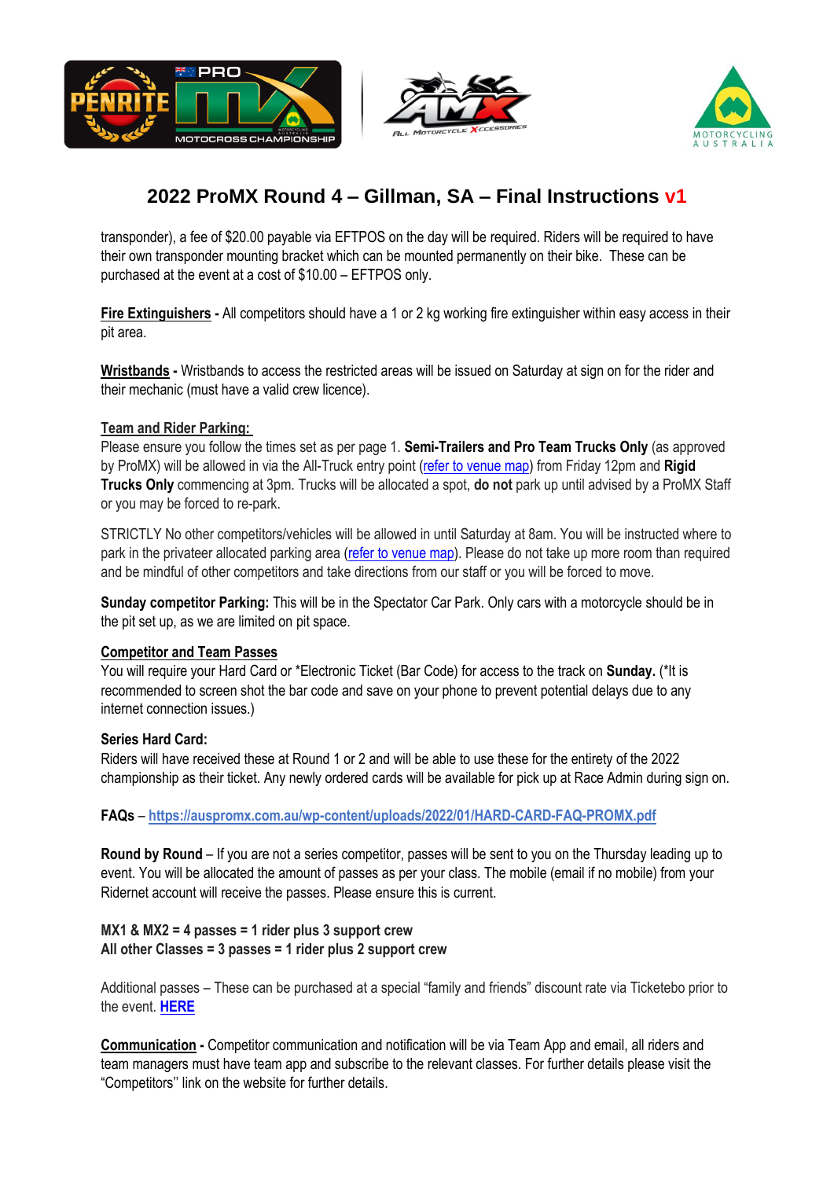transponder), a fee of $20.00 payable via EFTPOS on the day will be required. Riders will be required to have their own transponder mounting bracket which can be mounted permanently on their bike. These can be purchased at the event at a cost of $10.00 – EFTPOS only.

**Fire Extinguishers -** All competitors should have a 1 or 2 kg working fire extinguisher within easy access in their pit area.

**Wristbands -** Wristbands to access the restricted areas will be issued on Saturday at sign on for the rider and their mechanic (must have a valid crew licence).

**Team and Rider Parking:**
Please ensure you follow the times set as per page 1. **Semi-Trailers and Pro Team Trucks Only** (as approved by ProMX) will be allowed in via the All-Truck entry point (refer to venue map) from Friday 12pm and **Rigid Trucks Only** commencing at 3pm. Trucks will be allocated a spot, **do not** park up until advised by a ProMX Staff or you may be forced to re-park.

STRICTLY No other competitors/vehicles will be allowed in until Saturday at 8am. You will be instructed where to park in the privateer allocated parking area (refer to venue map). Please do not take up more room than required and be mindful of other competitors and take directions from our staff or you will be forced to move.

**Sunday competitor Parking:** This will be in the Spectator Car Park. Only cars with a motorcycle should be in the pit set up, as we are limited on pit space.

**Competitor and Team Passes**
You will require your Hard Card or *Electronic Ticket (Bar Code) for access to the track on **Sunday.** (*It is recommended to screen shot the bar code and save on your phone to prevent potential delays due to any internet connection issues.)

**Series Hard Card:**
Riders will have received these at Round 1 or 2 and will be able to use these for the entirety of the 2022 championship as their ticket. Any newly ordered cards will be available for pick up at Race Admin during sign on.

**FAQs** – **https://auspromx.com.au/wp-content/uploads/2022/01/HARD-CARD-FAQ-PROMX.pdf**

**Round by Round** – If you are not a series competitor, passes will be sent to you on the Thursday leading up to event. You will be allocated the amount of passes as per your class. The mobile (email if no mobile) from your Ridernet account will receive the passes. Please ensure this is current.

**MX1 & MX2 = 4 passes = 1 rider plus 3 support crew**
**All other Classes = 3 passes = 1 rider plus 2 support crew**

Additional passes – These can be purchased at a special "family and friends" discount rate via Ticketebo prior to the event. **HERE**

**Communication -** Competitor communication and notification will be via Team App and email, all riders and team managers must have team app and subscribe to the relevant classes. For further details please visit the "Competitors" link on the website for further details.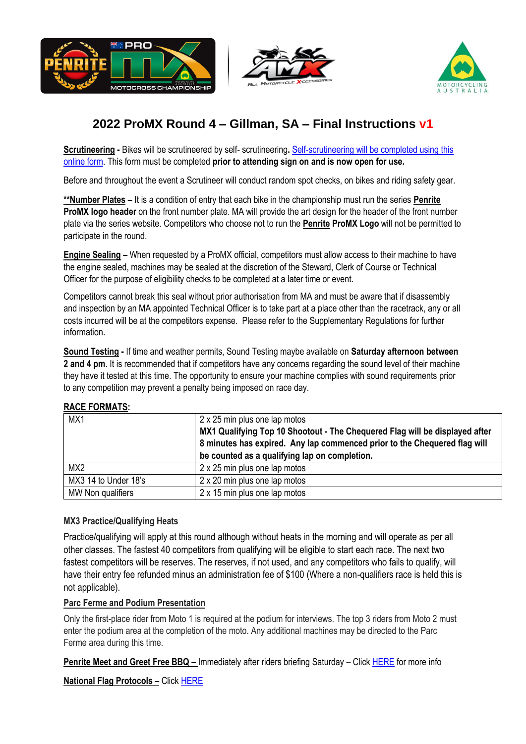# 2022 ProMX Round 4 – Gillman, SA – Final Instructions v1

**Scrutineering** - Bikes will be scrutineered by self- scrutineering**.** Self-scrutineering will be completed using this online form. This form must be completed **prior to attending sign on and is now open for use.**

Before and throughout the event a Scrutineer will conduct random spot checks, on bikes and riding safety gear.

****Number Plates** – It is a condition of entry that each bike in the championship must run the series **Penrite ProMX logo header** on the front number plate. MA will provide the art design for the header of the front number plate via the series website. Competitors who choose not to run the **Penrite ProMX Logo** will not be permitted to participate in the round.

**Engine Sealing** – When requested by a ProMX official, competitors must allow access to their machine to have the engine sealed, machines may be sealed at the discretion of the Steward, Clerk of Course or Technical Officer for the purpose of eligibility checks to be completed at a later time or event.

Competitors cannot break this seal without prior authorisation from MA and must be aware that if disassembly and inspection by an MA appointed Technical Officer is to take part at a place other than the racetrack, any or all costs incurred will be at the competitors expense. Please refer to the Supplementary Regulations for further information.

**Sound Testing** - If time and weather permits, Sound Testing maybe available on **Saturday afternoon between 2 and 4 pm**. It is recommended that if competitors have any concerns regarding the sound level of their machine they have it tested at this time. The opportunity to ensure your machine complies with sound requirements prior to any competition may prevent a penalty being imposed on race day.

**RACE FORMATS:**

| | |
|---|---|
| MX1 | 2 x 25 min plus one lap motos<br>**MX1 Qualifying Top 10 Shootout - The Chequered Flag will be displayed after 8 minutes has expired. Any lap commenced prior to the Chequered flag will be counted as a qualifying lap on completion.** |
| MX2 | 2 x 25 min plus one lap motos |
| MX3 14 to Under 18's | 2 x 20 min plus one lap motos |
| MW Non qualifiers | 2 x 15 min plus one lap motos |

**MX3 Practice/Qualifying Heats**

Practice/qualifying will apply at this round although without heats in the morning and will operate as per all other classes. The fastest 40 competitors from qualifying will be eligible to start each race. The next two fastest competitors will be reserves. The reserves, if not used, and any competitors who fails to qualify, will have their entry fee refunded minus an administration fee of $100 (Where a non-qualifiers race is held this is not applicable).

**Parc Ferme and Podium Presentation**

Only the first-place rider from Moto 1 is required at the podium for interviews. The top 3 riders from Moto 2 must enter the podium area at the completion of the moto. Any additional machines may be directed to the Parc Ferme area during this time.

**Penrite Meet and Greet Free BBQ –** Immediately after riders briefing Saturday – Click HERE for more info

**National Flag Protocols –** Click HERE